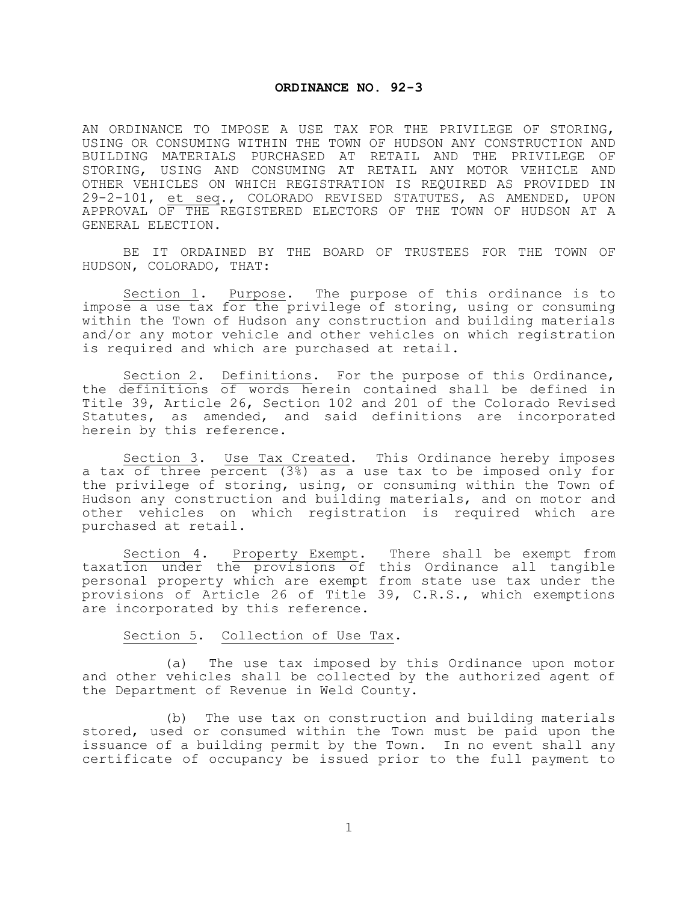**ORDINANCE NO. 92-3**

AN ORDINANCE TO IMPOSE A USE TAX FOR THE PRIVILEGE OF STORING, USING OR CONSUMING WITHIN THE TOWN OF HUDSON ANY CONSTRUCTION AND BUILDING MATERIALS PURCHASED AT RETAIL AND THE PRIVILEGE OF STORING, USING AND CONSUMING AT RETAIL ANY MOTOR VEHICLE AND OTHER VEHICLES ON WHICH REGISTRATION IS REQUIRED AS PROVIDED IN 29-2-101, et seq., COLORADO REVISED STATUTES, AS AMENDED, UPON APPROVAL OF THE REGISTERED ELECTORS OF THE TOWN OF HUDSON AT A GENERAL ELECTION.

BE IT ORDAINED BY THE BOARD OF TRUSTEES FOR THE TOWN OF HUDSON, COLORADO, THAT:

Section 1. Purpose. The purpose of this ordinance is to impose a use tax for the privilege of storing, using or consuming within the Town of Hudson any construction and building materials and/or any motor vehicle and other vehicles on which registration is required and which are purchased at retail.

Section 2. Definitions. For the purpose of this Ordinance, the definitions of words herein contained shall be defined in Title 39, Article 26, Section 102 and 201 of the Colorado Revised Statutes, as amended, and said definitions are incorporated herein by this reference.

Section 3. Use Tax Created. This Ordinance hereby imposes a tax of three percent (3%) as a use tax to be imposed only for the privilege of storing, using, or consuming within the Town of Hudson any construction and building materials, and on motor and other vehicles on which registration is required which are purchased at retail.

Section 4. Property Exempt. There shall be exempt from taxation under the provisions of this Ordinance all tangible personal property which are exempt from state use tax under the provisions of Article 26 of Title 39, C.R.S., which exemptions are incorporated by this reference.

Section 5. Collection of Use Tax.

(a) The use tax imposed by this Ordinance upon motor and other vehicles shall be collected by the authorized agent of the Department of Revenue in Weld County.

(b) The use tax on construction and building materials stored, used or consumed within the Town must be paid upon the issuance of a building permit by the Town. In no event shall any certificate of occupancy be issued prior to the full payment to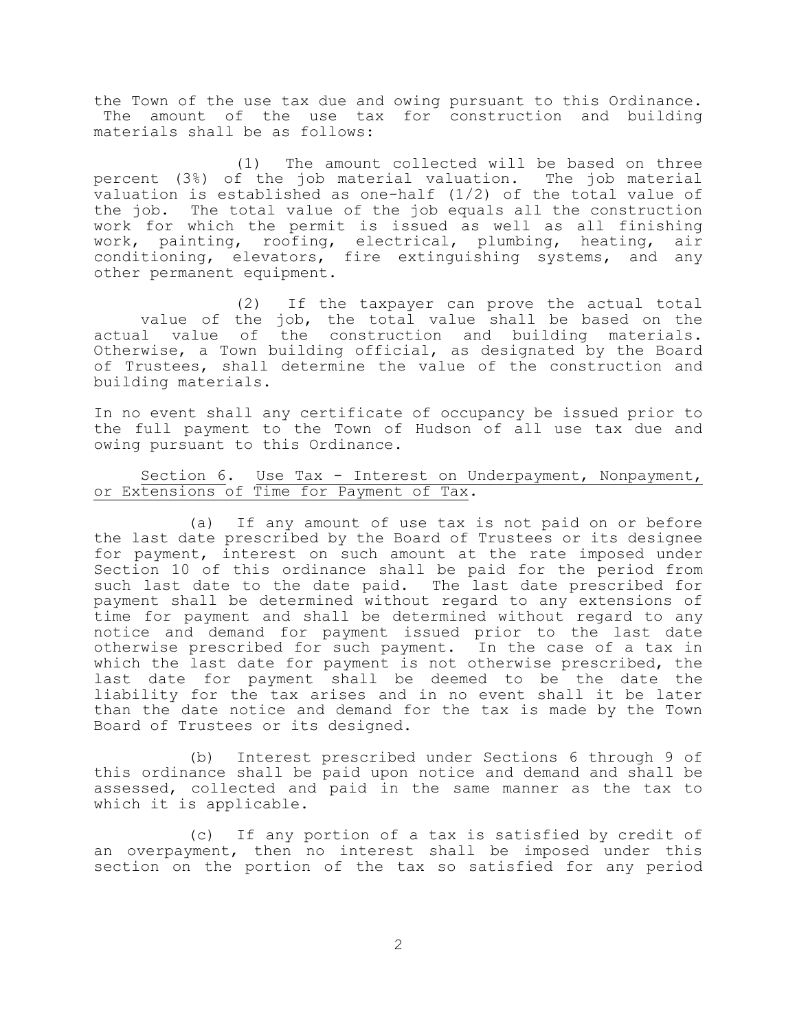the Town of the use tax due and owing pursuant to this Ordinance. The amount of the use tax for construction and building materials shall be as follows:

(1) The amount collected will be based on three percent (3%) of the job material valuation. The job material valuation is established as one-half (1/2) of the total value of the job. The total value of the job equals all the construction work for which the permit is issued as well as all finishing work, painting, roofing, electrical, plumbing, heating, air conditioning, elevators, fire extinguishing systems, and any other permanent equipment.

(2) If the taxpayer can prove the actual total value of the job, the total value shall be based on the actual value of the construction and building materials. Otherwise, a Town building official, as designated by the Board of Trustees, shall determine the value of the construction and building materials.

In no event shall any certificate of occupancy be issued prior to the full payment to the Town of Hudson of all use tax due and owing pursuant to this Ordinance.

Section 6. Use Tax - Interest on Underpayment, Nonpayment, or Extensions of Time for Payment of Tax.

(a) If any amount of use tax is not paid on or before the last date prescribed by the Board of Trustees or its designee for payment, interest on such amount at the rate imposed under Section 10 of this ordinance shall be paid for the period from such last date to the date paid. The last date prescribed for payment shall be determined without regard to any extensions of time for payment and shall be determined without regard to any notice and demand for payment issued prior to the last date otherwise prescribed for such payment. In the case of a tax in which the last date for payment is not otherwise prescribed, the last date for payment shall be deemed to be the date the liability for the tax arises and in no event shall it be later than the date notice and demand for the tax is made by the Town Board of Trustees or its designed.

(b) Interest prescribed under Sections 6 through 9 of this ordinance shall be paid upon notice and demand and shall be assessed, collected and paid in the same manner as the tax to which it is applicable.

(c) If any portion of a tax is satisfied by credit of an overpayment, then no interest shall be imposed under this section on the portion of the tax so satisfied for any period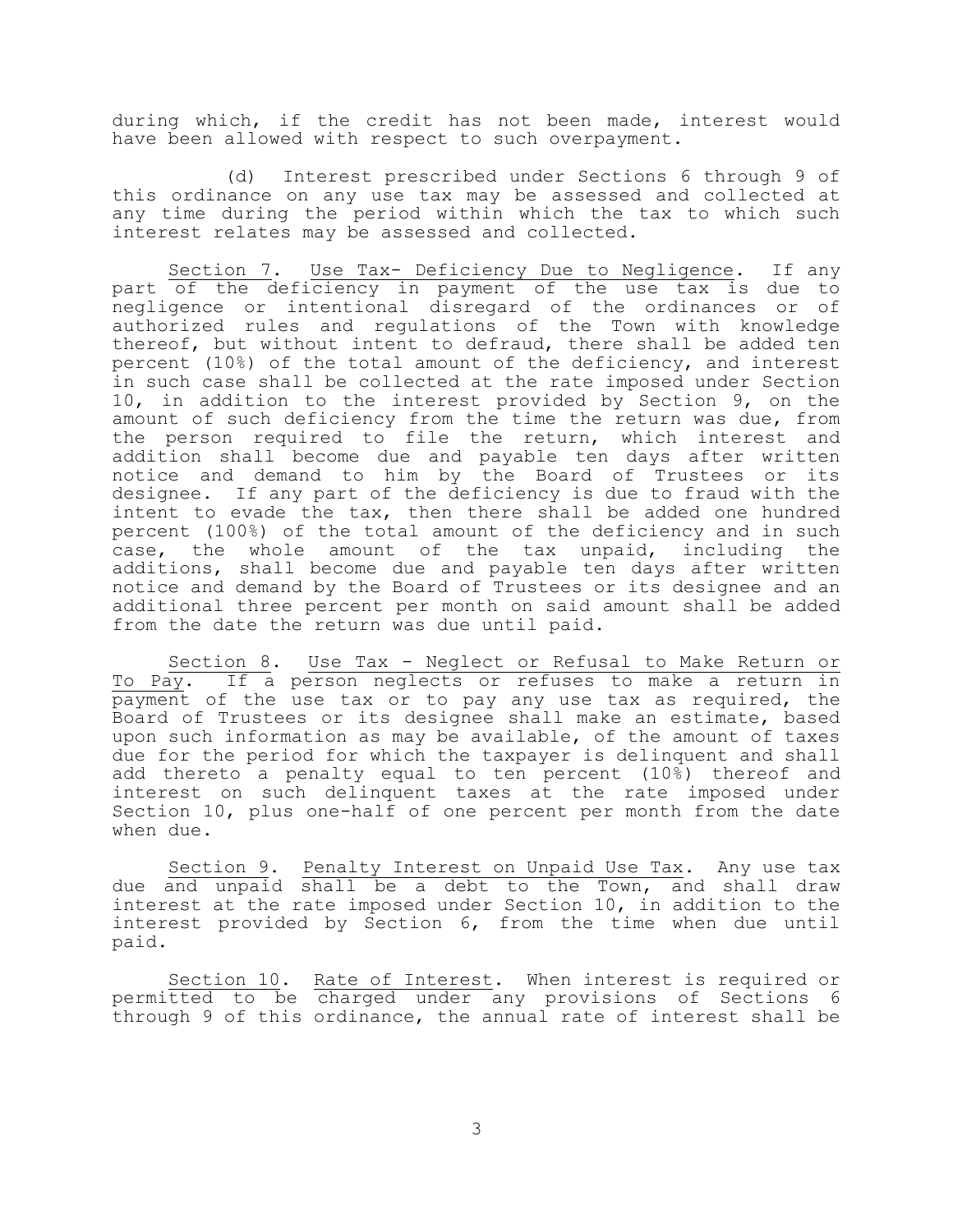during which, if the credit has not been made, interest would have been allowed with respect to such overpayment.

(d) Interest prescribed under Sections 6 through 9 of this ordinance on any use tax may be assessed and collected at any time during the period within which the tax to which such interest relates may be assessed and collected.

Section 7. Use Tax- Deficiency Due to Negligence. If any part of the deficiency in payment of the use tax is due to negligence or intentional disregard of the ordinances or of authorized rules and regulations of the Town with knowledge thereof, but without intent to defraud, there shall be added ten percent (10%) of the total amount of the deficiency, and interest in such case shall be collected at the rate imposed under Section 10, in addition to the interest provided by Section 9, on the amount of such deficiency from the time the return was due, from the person required to file the return, which interest and addition shall become due and payable ten days after written notice and demand to him by the Board of Trustees or its designee. If any part of the deficiency is due to fraud with the intent to evade the tax, then there shall be added one hundred percent (100%) of the total amount of the deficiency and in such case, the whole amount of the tax unpaid, including the additions, shall become due and payable ten days after written notice and demand by the Board of Trustees or its designee and an additional three percent per month on said amount shall be added from the date the return was due until paid.

Section 8. Use Tax - Neglect or Refusal to Make Return or To Pay. If a person neglects or refuses to make a return in payment of the use tax or to pay any use tax as required, the Board of Trustees or its designee shall make an estimate, based upon such information as may be available, of the amount of taxes due for the period for which the taxpayer is delinquent and shall add thereto a penalty equal to ten percent (10%) thereof and interest on such delinquent taxes at the rate imposed under Section 10, plus one-half of one percent per month from the date when due.

Section 9. Penalty Interest on Unpaid Use Tax. Any use tax due and unpaid shall be a debt to the Town, and shall draw interest at the rate imposed under Section 10, in addition to the interest provided by Section 6, from the time when due until paid.

Section 10. Rate of Interest. When interest is required or permitted to be charged under any provisions of Sections 6 through 9 of this ordinance, the annual rate of interest shall be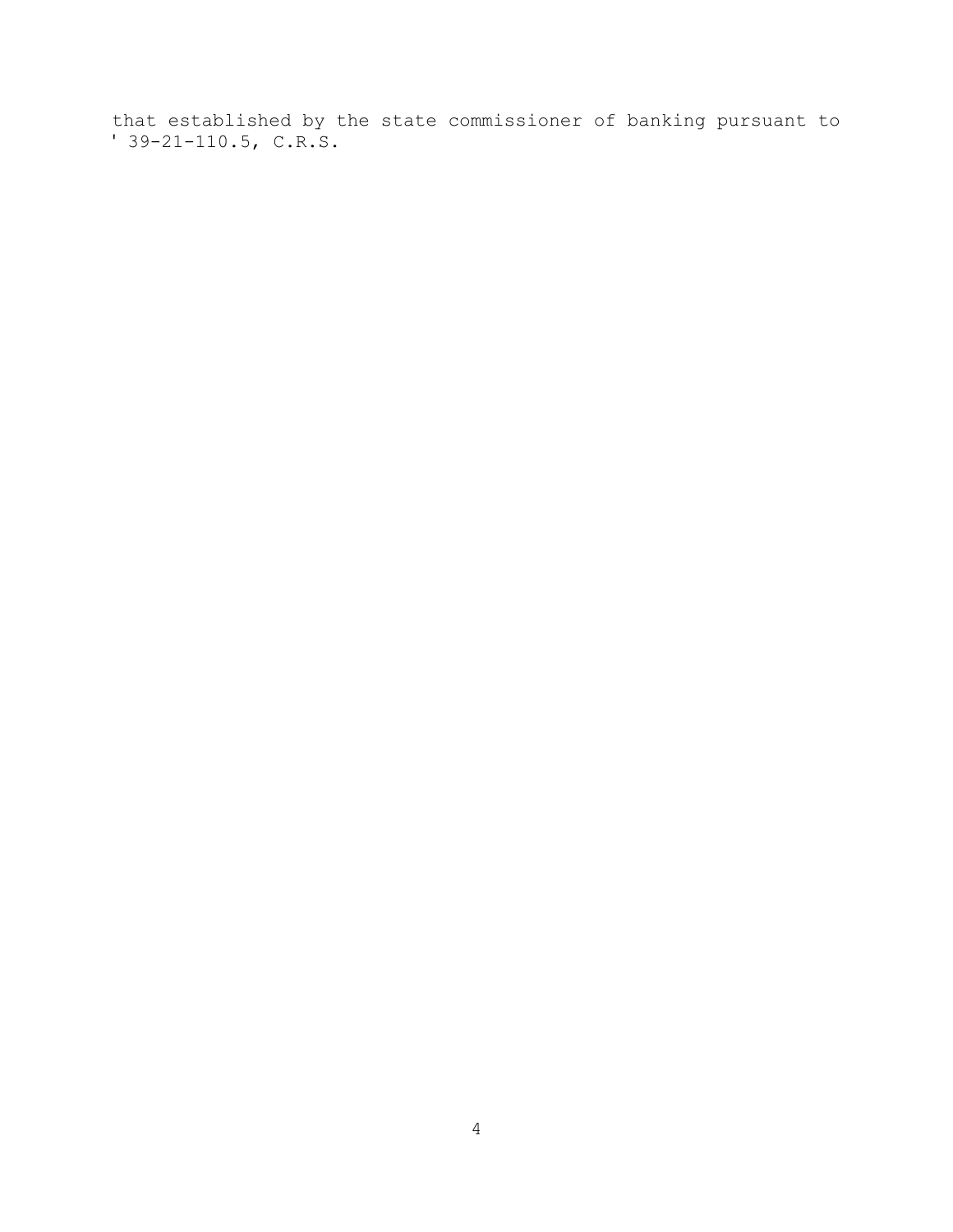that established by the state commissioner of banking pursuant to ' 39-21-110.5, C.R.S.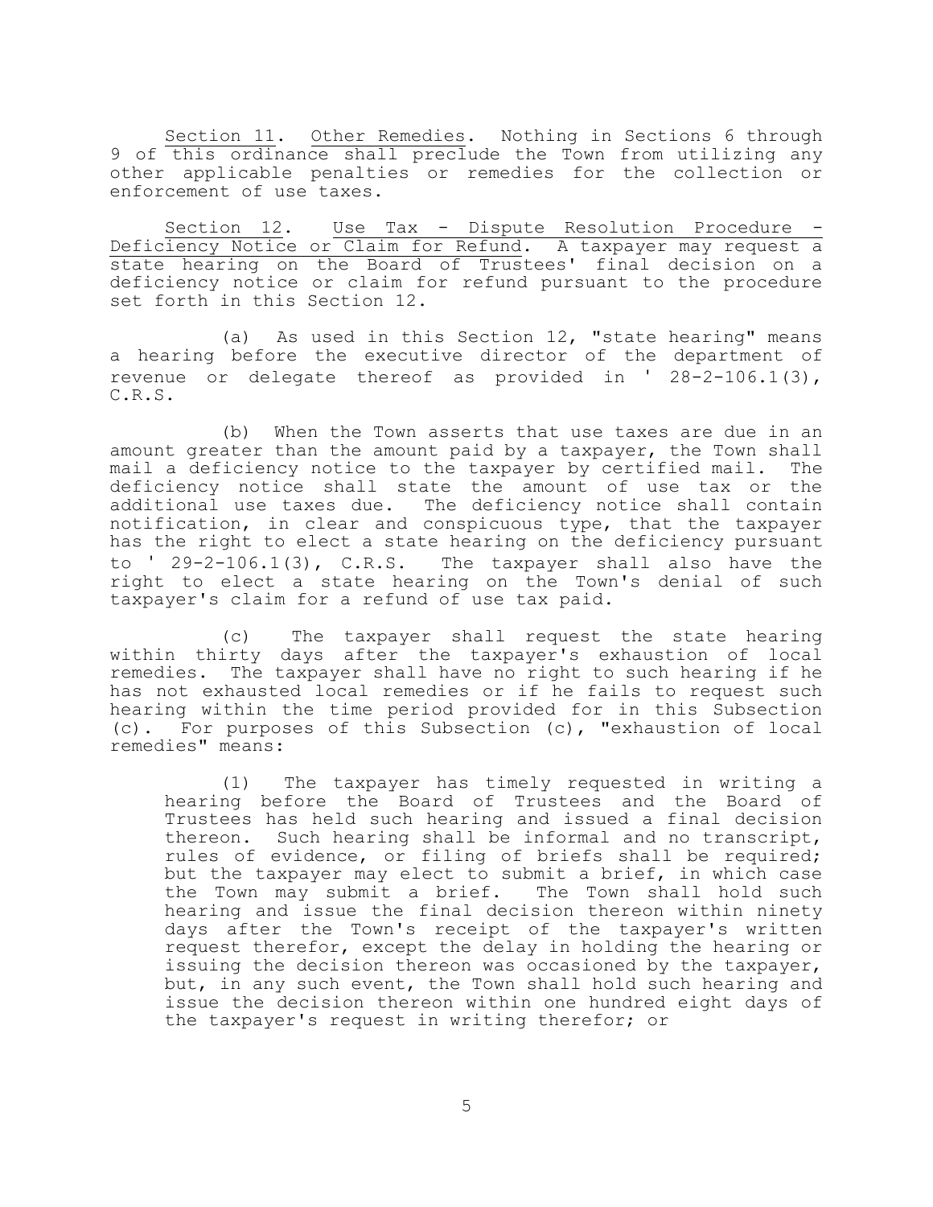Section 11. Other Remedies. Nothing in Sections 6 through 9 of this ordinance shall preclude the Town from utilizing any other applicable penalties or remedies for the collection or enforcement of use taxes.

Section 12. Use Tax - Dispute Resolution Procedure - Deficiency Notice or Claim for Refund. A taxpayer may request a state hearing on the Board of Trustees' final decision on a deficiency notice or claim for refund pursuant to the procedure set forth in this Section 12.

(a) As used in this Section 12, "state hearing" means a hearing before the executive director of the department of revenue or delegate thereof as provided in ' 28-2-106.1(3), C.R.S.

(b) When the Town asserts that use taxes are due in an amount greater than the amount paid by a taxpayer, the Town shall mail a deficiency notice to the taxpayer by certified mail. The deficiency notice shall state the amount of use tax or the additional use taxes due. The deficiency notice shall contain notification, in clear and conspicuous type, that the taxpayer has the right to elect a state hearing on the deficiency pursuant to ' 29-2-106.1(3), C.R.S. The taxpayer shall also have the right to elect a state hearing on the Town's denial of such taxpayer's claim for a refund of use tax paid.

(c) The taxpayer shall request the state hearing within thirty days after the taxpayer's exhaustion of local remedies. The taxpayer shall have no right to such hearing if he has not exhausted local remedies or if he fails to request such hearing within the time period provided for in this Subsection (c). For purposes of this Subsection (c), "exhaustion of local remedies" means:

(1) The taxpayer has timely requested in writing a hearing before the Board of Trustees and the Board of Trustees has held such hearing and issued a final decision thereon. Such hearing shall be informal and no transcript, rules of evidence, or filing of briefs shall be required; but the taxpayer may elect to submit a brief, in which case the Town may submit a brief. The Town shall hold such hearing and issue the final decision thereon within ninety days after the Town's receipt of the taxpayer's written request therefor, except the delay in holding the hearing or issuing the decision thereon was occasioned by the taxpayer, but, in any such event, the Town shall hold such hearing and issue the decision thereon within one hundred eight days of the taxpayer's request in writing therefor; or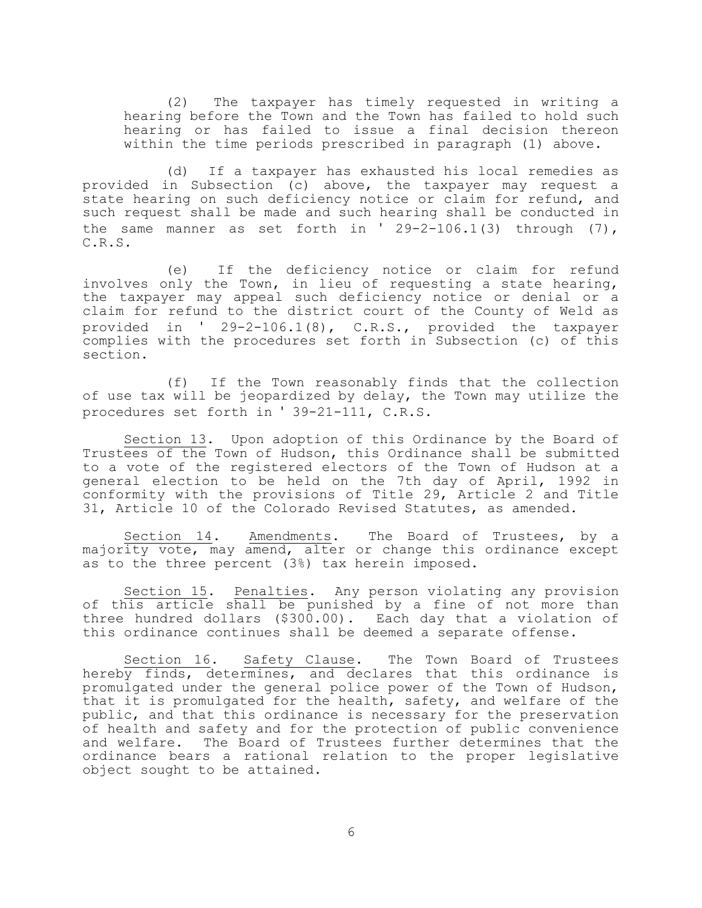(2) The taxpayer has timely requested in writing a hearing before the Town and the Town has failed to hold such hearing or has failed to issue a final decision thereon within the time periods prescribed in paragraph (1) above.

(d) If a taxpayer has exhausted his local remedies as provided in Subsection (c) above, the taxpayer may request a state hearing on such deficiency notice or claim for refund, and such request shall be made and such hearing shall be conducted in the same manner as set forth in ' 29-2-106.1(3) through (7), C.R.S.

(e) If the deficiency notice or claim for refund involves only the Town, in lieu of requesting a state hearing, the taxpayer may appeal such deficiency notice or denial or a claim for refund to the district court of the County of Weld as provided in ' 29-2-106.1(8), C.R.S., provided the taxpayer complies with the procedures set forth in Subsection (c) of this section.

(f) If the Town reasonably finds that the collection of use tax will be jeopardized by delay, the Town may utilize the procedures set forth in ' 39-21-111, C.R.S.

Section 13. Upon adoption of this Ordinance by the Board of Trustees of the Town of Hudson, this Ordinance shall be submitted to a vote of the registered electors of the Town of Hudson at a general election to be held on the 7th day of April, 1992 in conformity with the provisions of Title 29, Article 2 and Title 31, Article 10 of the Colorado Revised Statutes, as amended.

Section 14. Amendments. The Board of Trustees, by a majority vote, may amend, alter or change this ordinance except as to the three percent (3%) tax herein imposed.

Section 15. Penalties. Any person violating any provision of this article shall be punished by a fine of not more than three hundred dollars ($300.00). Each day that a violation of this ordinance continues shall be deemed a separate offense.

Section 16. Safety Clause. The Town Board of Trustees hereby finds, determines, and declares that this ordinance is promulgated under the general police power of the Town of Hudson, that it is promulgated for the health, safety, and welfare of the public, and that this ordinance is necessary for the preservation of health and safety and for the protection of public convenience and welfare. The Board of Trustees further determines that the ordinance bears a rational relation to the proper legislative object sought to be attained.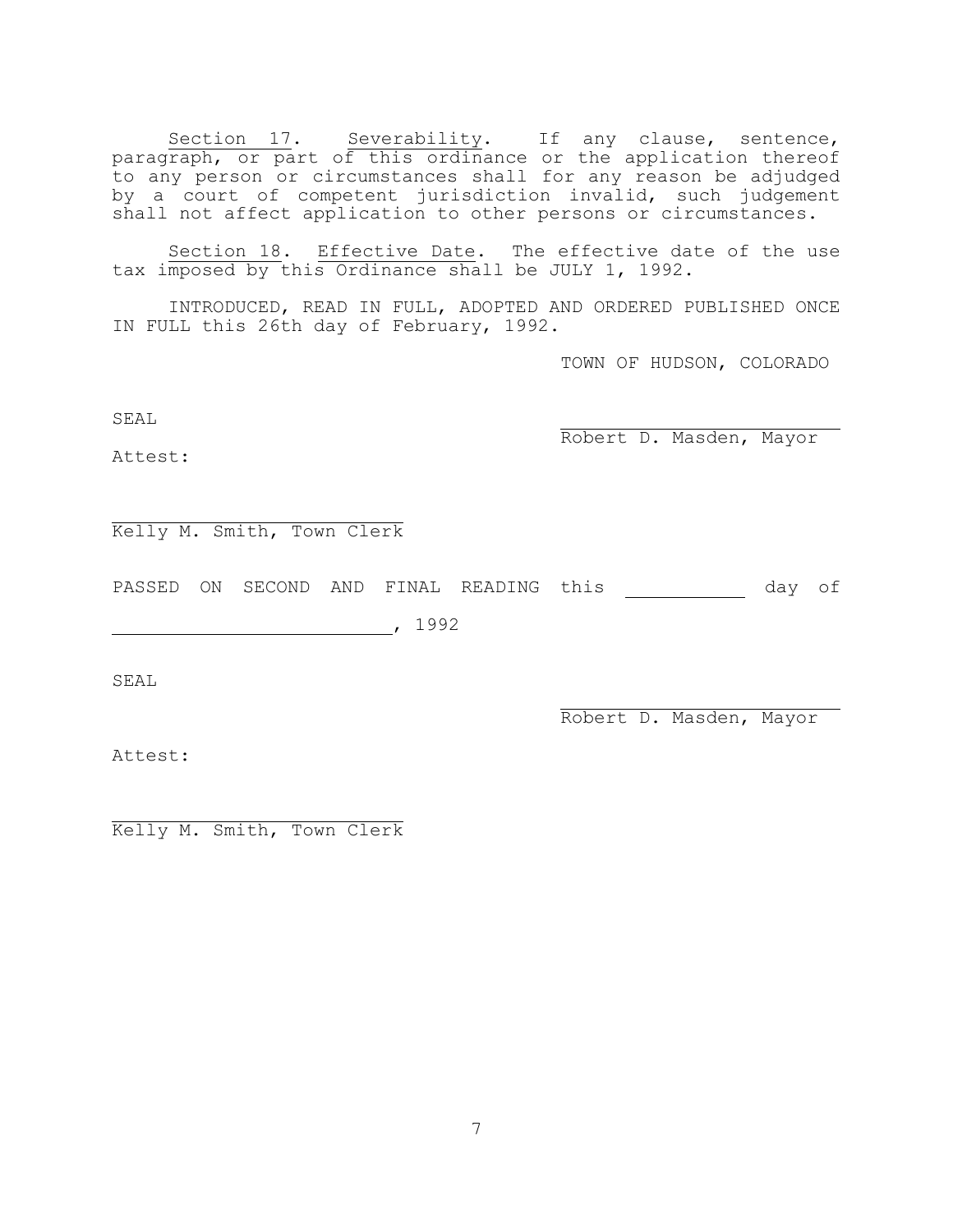Section 17. Severability. If any clause, sentence, paragraph, or part of this ordinance or the application thereof to any person or circumstances shall for any reason be adjudged by a court of competent jurisdiction invalid, such judgement shall not affect application to other persons or circumstances.

Section 18. Effective Date. The effective date of the use tax imposed by this Ordinance shall be JULY 1, 1992.

INTRODUCED, READ IN FULL, ADOPTED AND ORDERED PUBLISHED ONCE IN FULL this 26th day of February, 1992.

TOWN OF HUDSON, COLORADO

SEAL

______________________
Robert D. Masden, Mayor

Attest:

______________________
Kelly M. Smith, Town Clerk

PASSED ON SECOND AND FINAL READING this __________ day of ______________________, 1992

SEAL

______________________
Robert D. Masden, Mayor

Attest:

______________________
Kelly M. Smith, Town Clerk